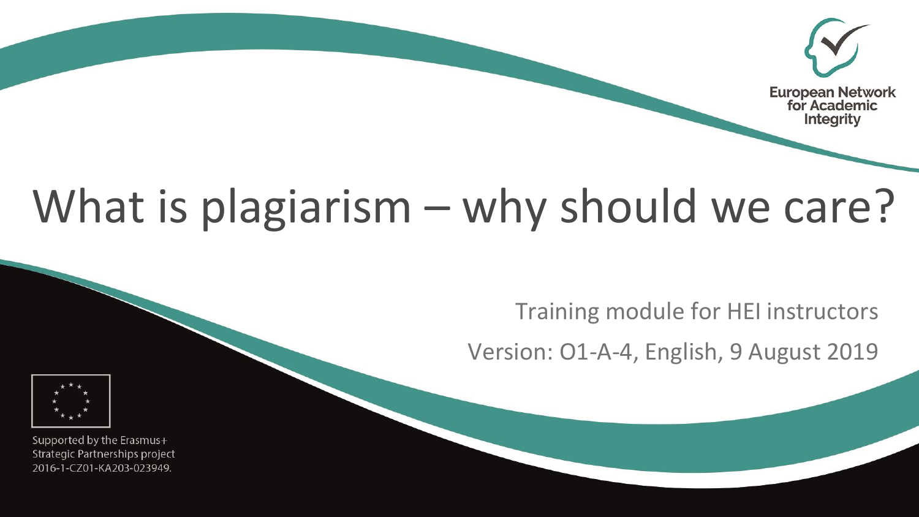European Network for Academic Integrity

# What is plagiarism – why should we care?

Training module for HEI instructors

Version: O1-A-4, English, 9 August 2019

Supported by the Erasmus+ Strategic Partnerships project 2016-1-CZ01-KA203-023949.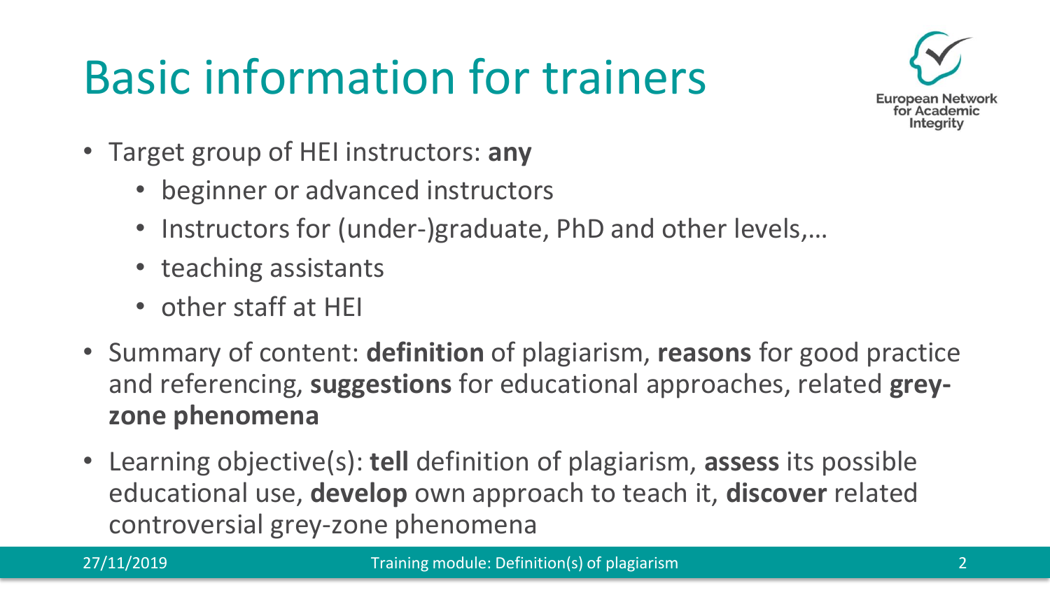# Basic information for trainers

- Target group of HEI instructors: **any**
  - beginner or advanced instructors
  - Instructors for (under-)graduate, PhD and other levels,…
  - teaching assistants
  - other staff at HEI
- Summary of content: **definition** of plagiarism, **reasons** for good practice and referencing, **suggestions** for educational approaches, related **grey-zone phenomena**
- Learning objective(s): **tell** definition of plagiarism, **assess** its possible educational use, **develop** own approach to teach it, **discover** related controversial grey-zone phenomena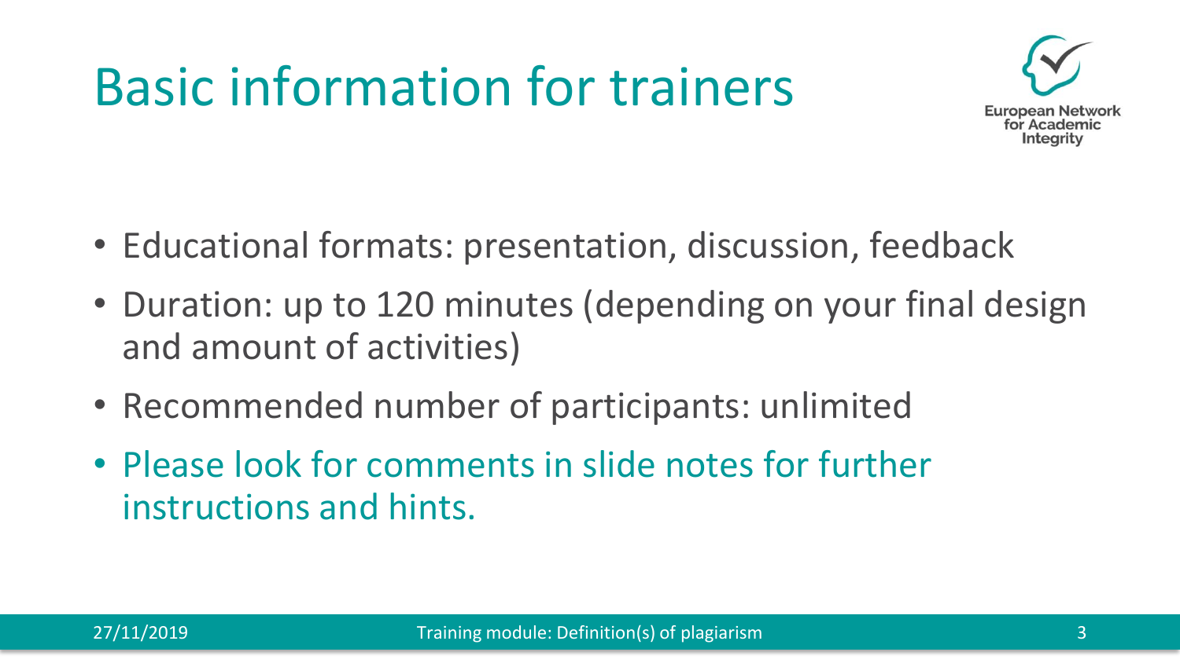# Basic information for trainers

- Educational formats: presentation, discussion, feedback
- Duration: up to 120 minutes (depending on your final design and amount of activities)
- Recommended number of participants: unlimited
- Please look for comments in slide notes for further instructions and hints.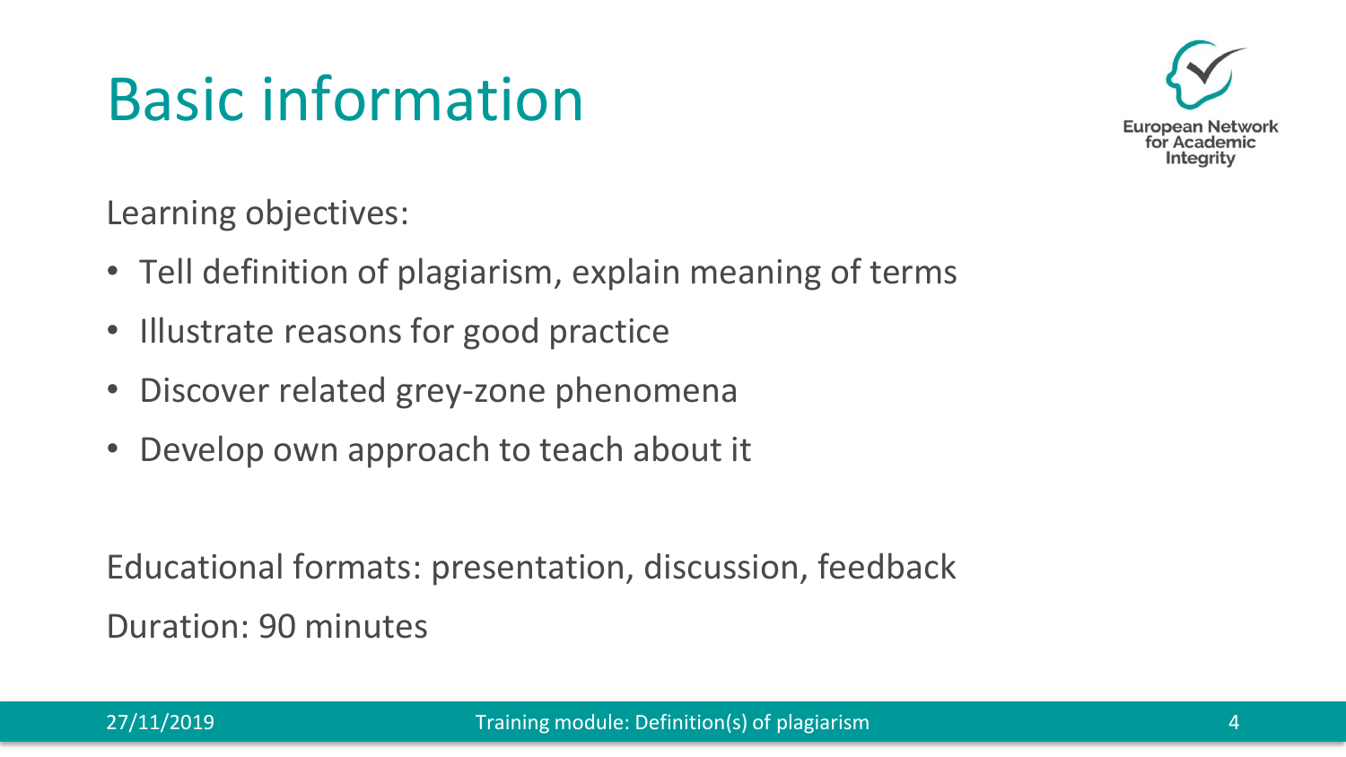# Basic information

Learning objectives:

- Tell definition of plagiarism, explain meaning of terms
- Illustrate reasons for good practice
- Discover related grey-zone phenomena
- Develop own approach to teach about it

Educational formats: presentation, discussion, feedback

Duration: 90 minutes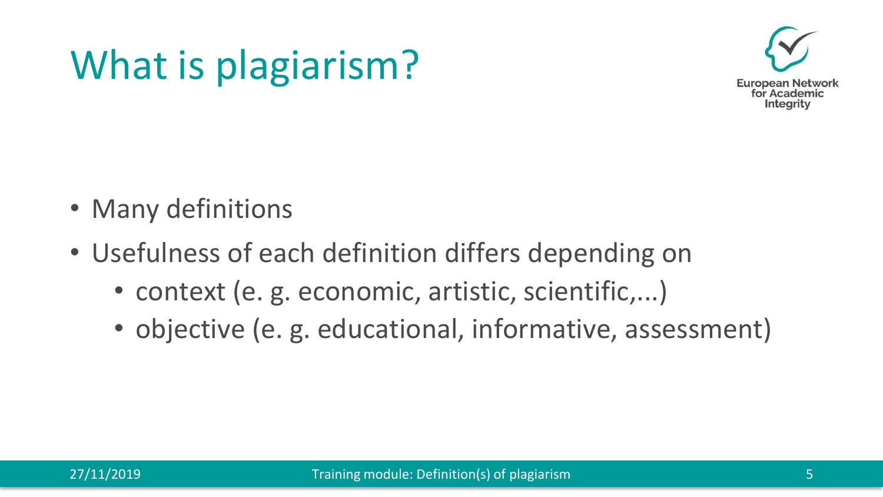# What is plagiarism?

- Many definitions
- Usefulness of each definition differs depending on
  - context (e. g. economic, artistic, scientific,...)
  - objective (e. g. educational, informative, assessment)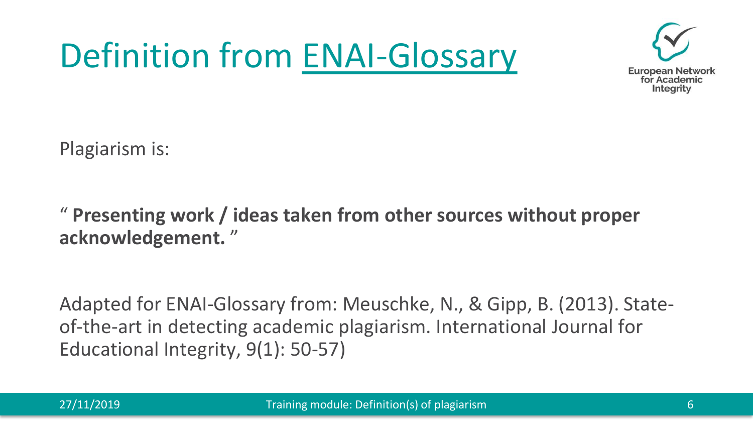# Definition from ENAI-Glossary

Plagiarism is:

" **Presenting work / ideas taken from other sources without proper acknowledgement.** "

Adapted for ENAI-Glossary from: Meuschke, N., & Gipp, B. (2013). State-of-the-art in detecting academic plagiarism. International Journal for Educational Integrity, 9(1): 50-57)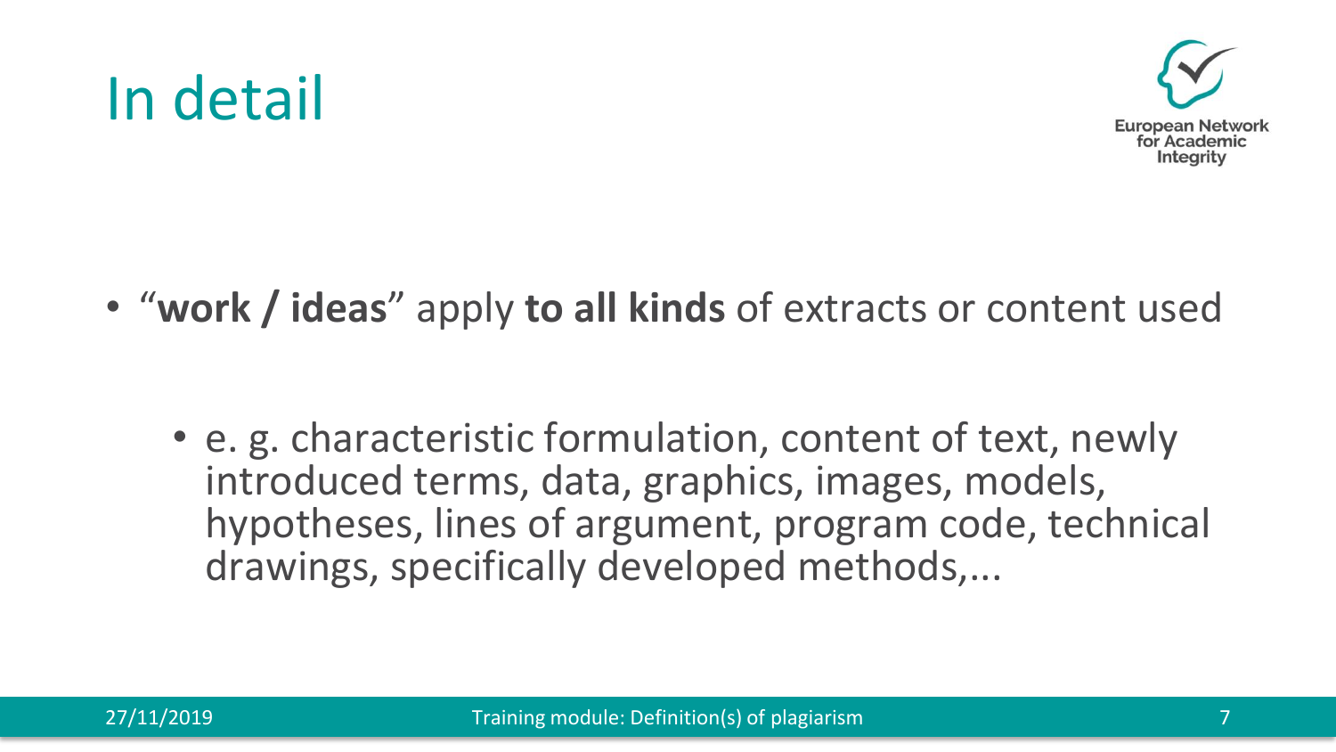# In detail

- "**work / ideas**" apply **to all kinds** of extracts or content used
  - e. g. characteristic formulation, content of text, newly introduced terms, data, graphics, images, models, hypotheses, lines of argument, program code, technical drawings, specifically developed methods,...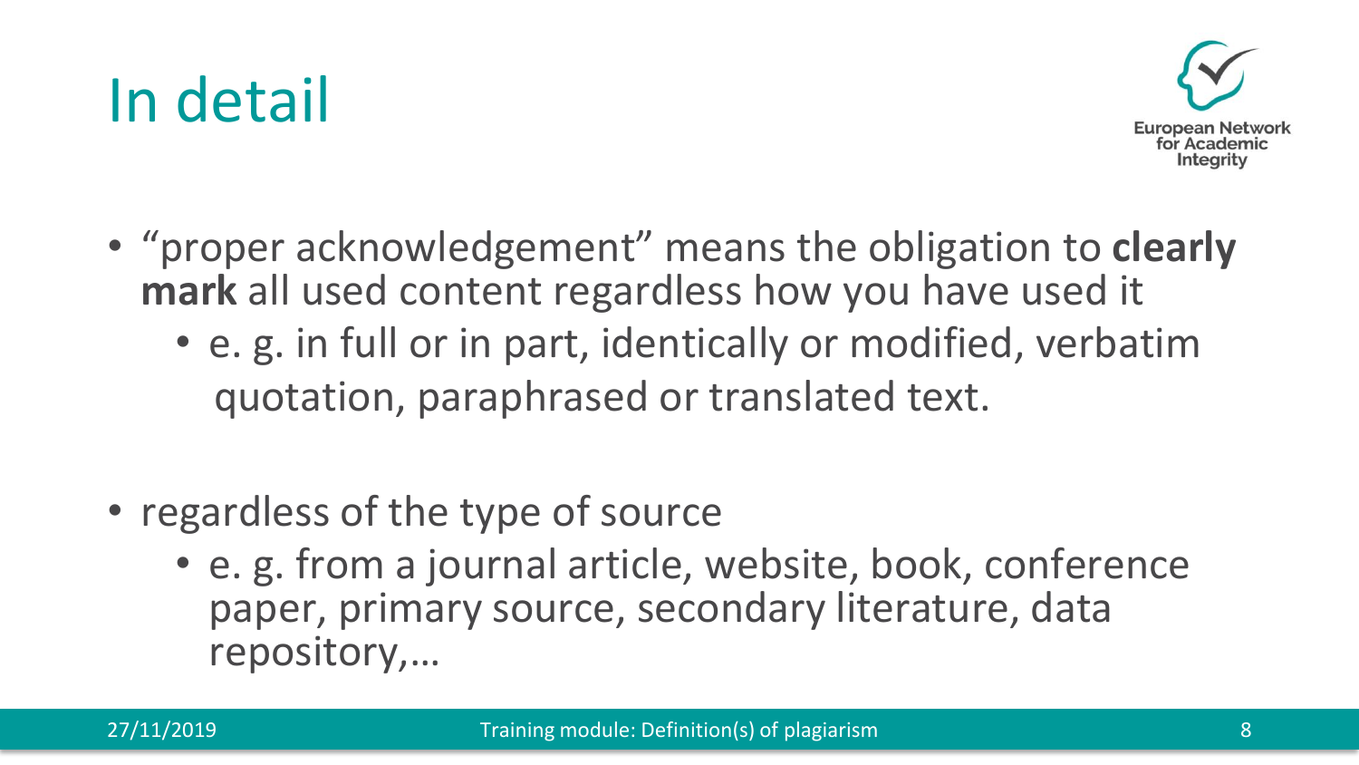# In detail

- "proper acknowledgement" means the obligation to **clearly mark** all used content regardless how you have used it
  - e. g. in full or in part, identically or modified, verbatim quotation, paraphrased or translated text.

- regardless of the type of source
  - e. g. from a journal article, website, book, conference paper, primary source, secondary literature, data repository,…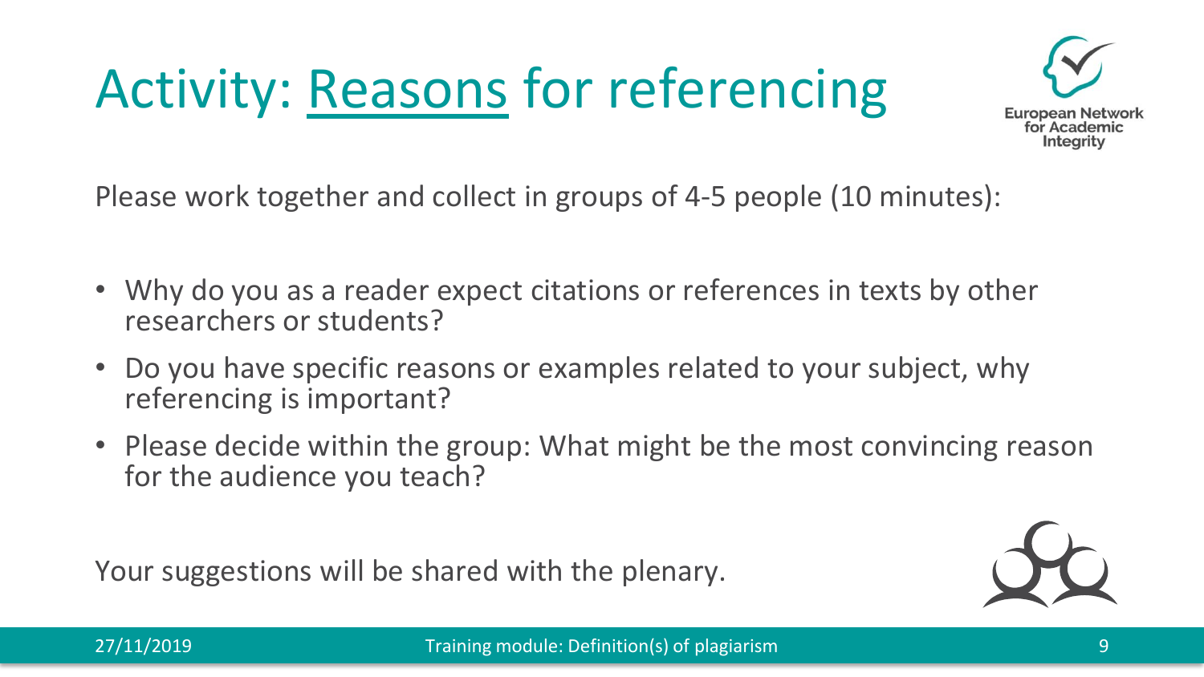# Activity: Reasons for referencing

Please work together and collect in groups of 4-5 people (10 minutes):

- Why do you as a reader expect citations or references in texts by other researchers or students?
- Do you have specific reasons or examples related to your subject, why referencing is important?
- Please decide within the group: What might be the most convincing reason for the audience you teach?

Your suggestions will be shared with the plenary.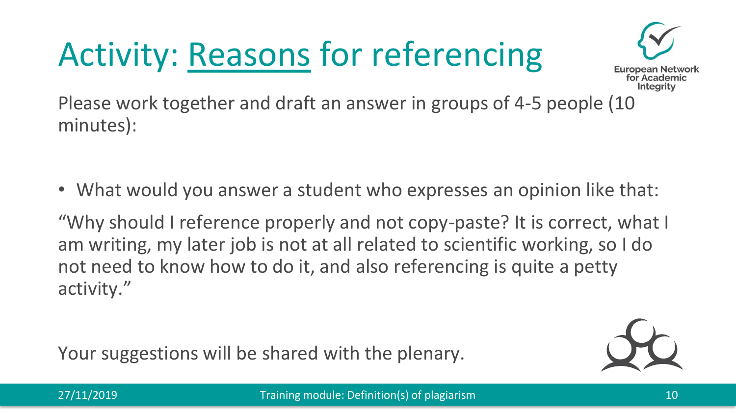# Activity: Reasons for referencing

Please work together and draft an answer in groups of 4-5 people (10 minutes):

- What would you answer a student who expresses an opinion like that:

"Why should I reference properly and not copy-paste? It is correct, what I am writing, my later job is not at all related to scientific working, so I do not need to know how to do it, and also referencing is quite a petty activity."

Your suggestions will be shared with the plenary.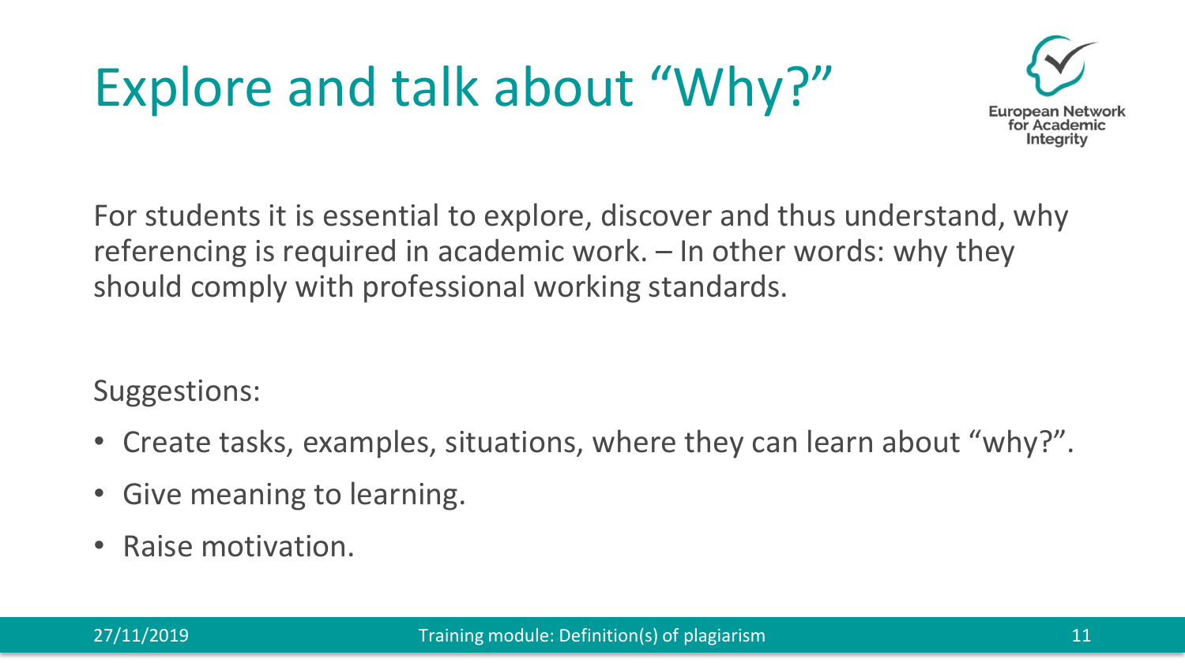# Explore and talk about "Why?"

For students it is essential to explore, discover and thus understand, why referencing is required in academic work. – In other words: why they should comply with professional working standards.

Suggestions:

- Create tasks, examples, situations, where they can learn about "why?".
- Give meaning to learning.
- Raise motivation.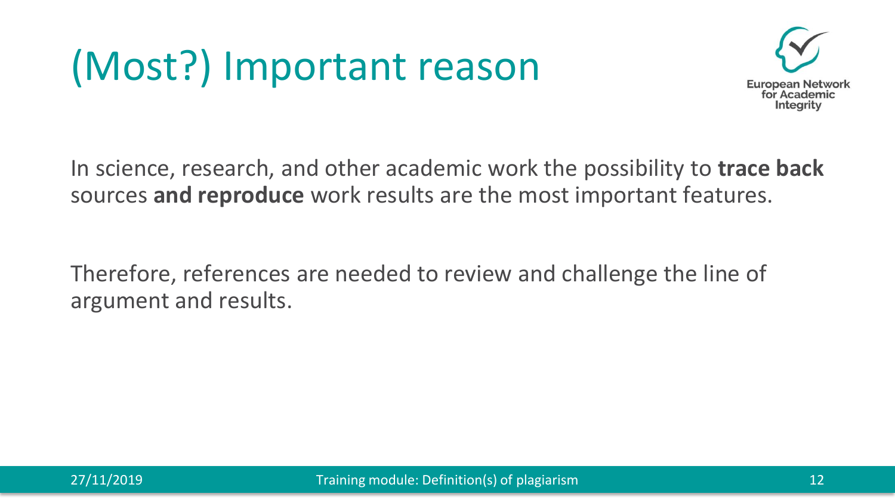# (Most?) Important reason

In science, research, and other academic work the possibility to **trace back** sources **and reproduce** work results are the most important features.

Therefore, references are needed to review and challenge the line of argument and results.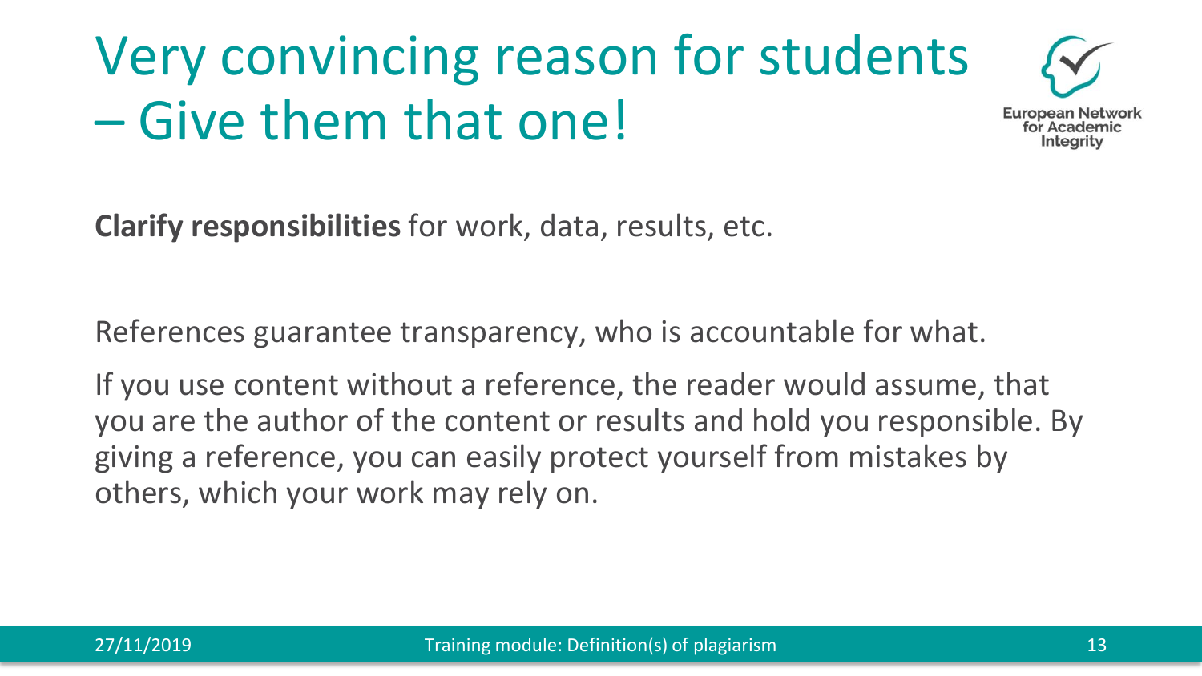# Very convincing reason for students – Give them that one!

**Clarify responsibilities** for work, data, results, etc.

References guarantee transparency, who is accountable for what.

If you use content without a reference, the reader would assume, that you are the author of the content or results and hold you responsible. By giving a reference, you can easily protect yourself from mistakes by others, which your work may rely on.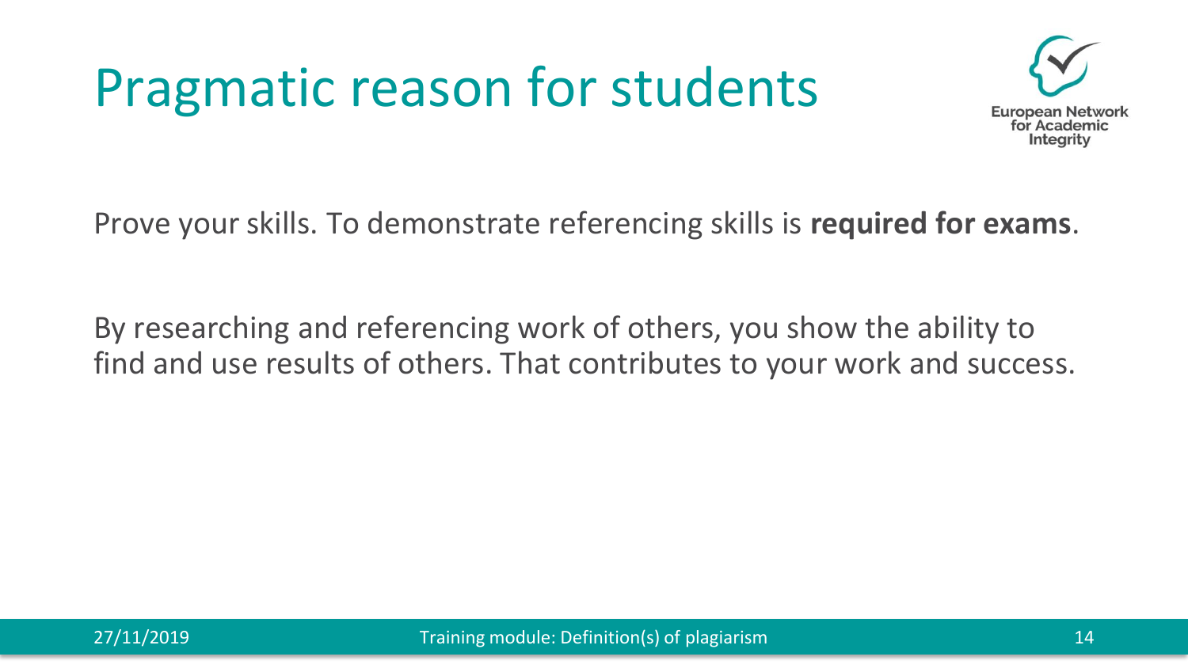# Pragmatic reason for students

Prove your skills. To demonstrate referencing skills is **required for exams**.

By researching and referencing work of others, you show the ability to find and use results of others. That contributes to your work and success.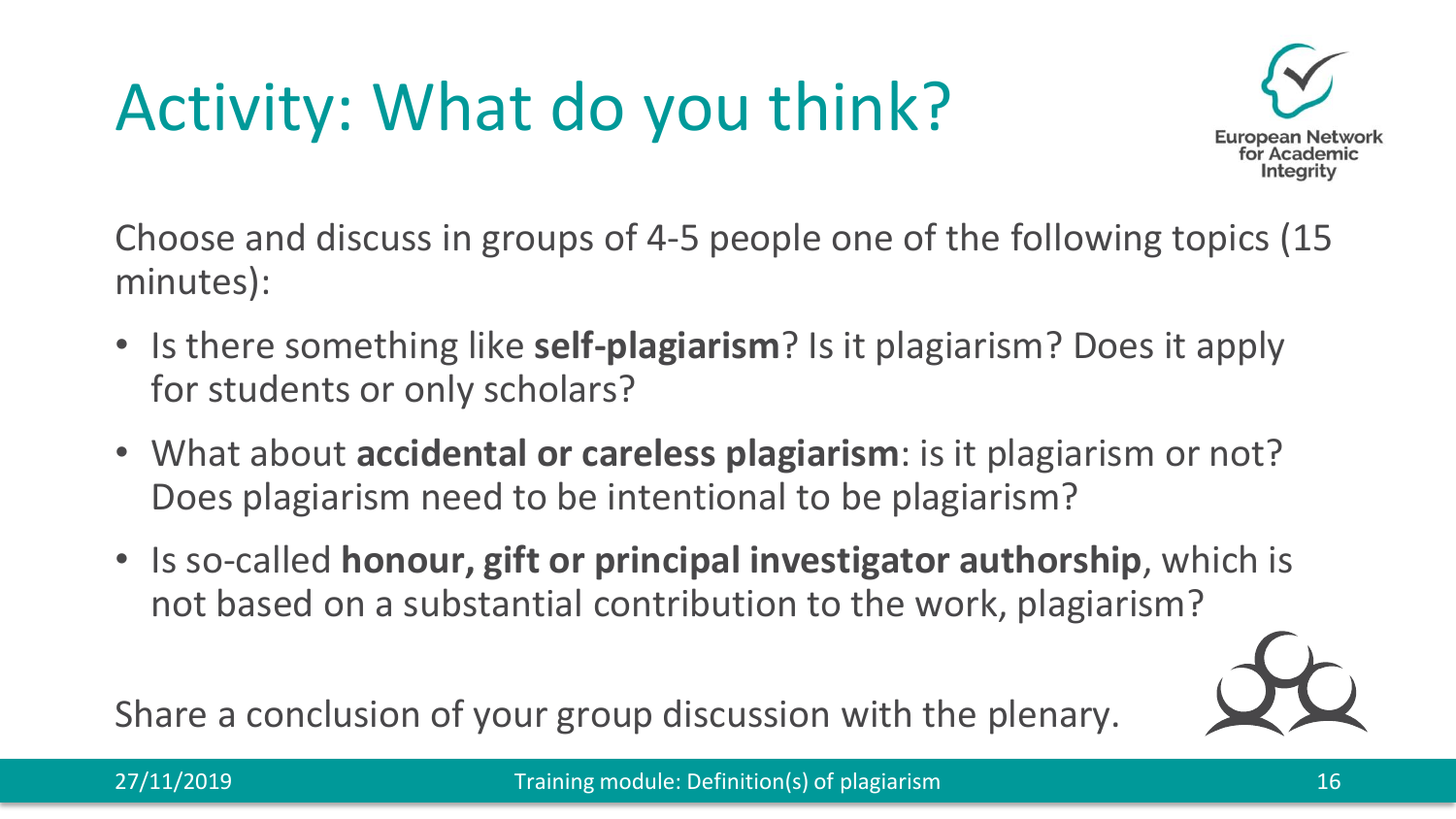# Activity: What do you think?

Choose and discuss in groups of 4-5 people one of the following topics (15 minutes):

- Is there something like **self-plagiarism**? Is it plagiarism? Does it apply for students or only scholars?
- What about **accidental or careless plagiarism**: is it plagiarism or not? Does plagiarism need to be intentional to be plagiarism?
- Is so-called **honour, gift or principal investigator authorship**, which is not based on a substantial contribution to the work, plagiarism?

Share a conclusion of your group discussion with the plenary.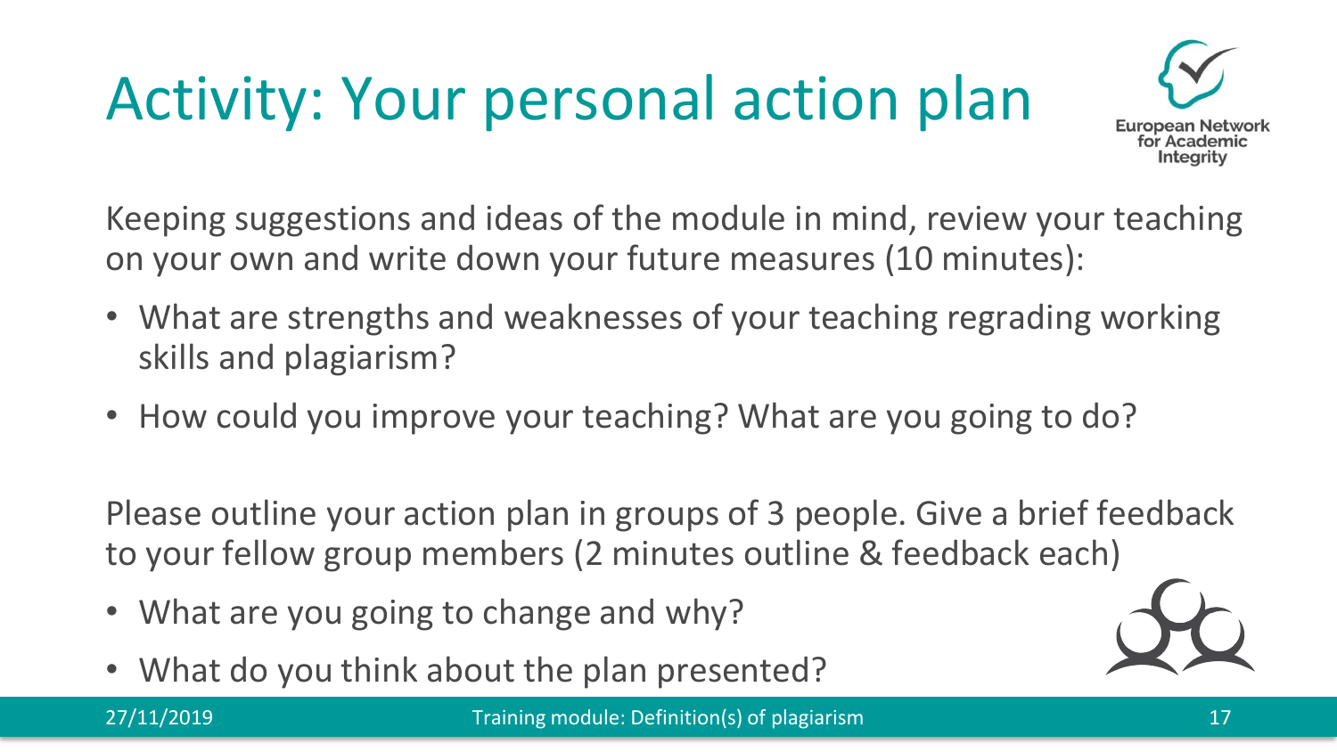# Activity: Your personal action plan

Keeping suggestions and ideas of the module in mind, review your teaching on your own and write down your future measures (10 minutes):

- What are strengths and weaknesses of your teaching regrading working skills and plagiarism?
- How could you improve your teaching? What are you going to do?

Please outline your action plan in groups of 3 people. Give a brief feedback to your fellow group members (2 minutes outline & feedback each)

- What are you going to change and why?
- What do you think about the plan presented?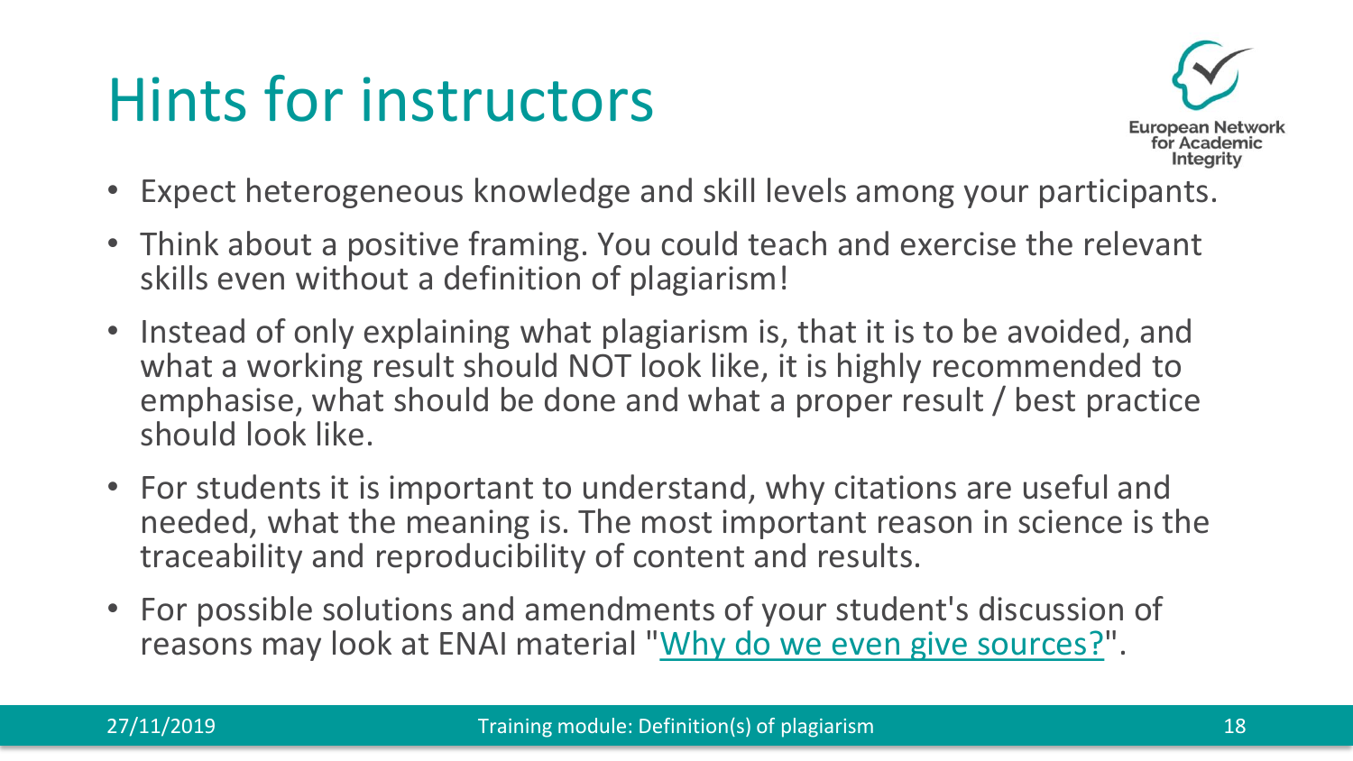# Hints for instructors

- Expect heterogeneous knowledge and skill levels among your participants.
- Think about a positive framing. You could teach and exercise the relevant skills even without a definition of plagiarism!
- Instead of only explaining what plagiarism is, that it is to be avoided, and what a working result should NOT look like, it is highly recommended to emphasise, what should be done and what a proper result / best practice should look like.
- For students it is important to understand, why citations are useful and needed, what the meaning is. The most important reason in science is the traceability and reproducibility of content and results.
- For possible solutions and amendments of your student's discussion of reasons may look at ENAI material "Why do we even give sources?".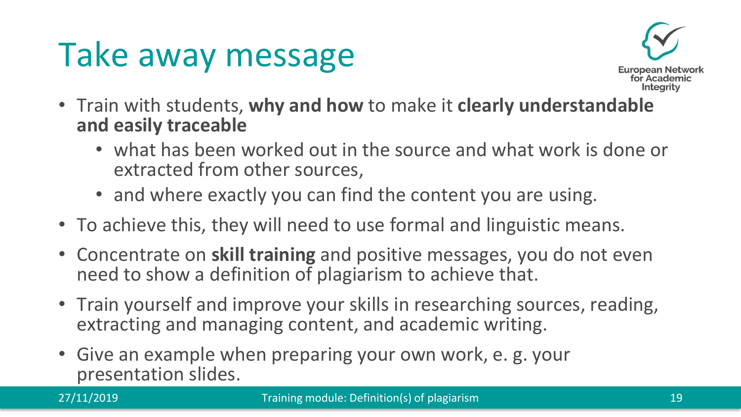# Take away message

- Train with students, **why and how** to make it **clearly understandable and easily traceable**
  - what has been worked out in the source and what work is done or extracted from other sources,
  - and where exactly you can find the content you are using.
- To achieve this, they will need to use formal and linguistic means.
- Concentrate on **skill training** and positive messages, you do not even need to show a definition of plagiarism to achieve that.
- Train yourself and improve your skills in researching sources, reading, extracting and managing content, and academic writing.
- Give an example when preparing your own work, e. g. your presentation slides.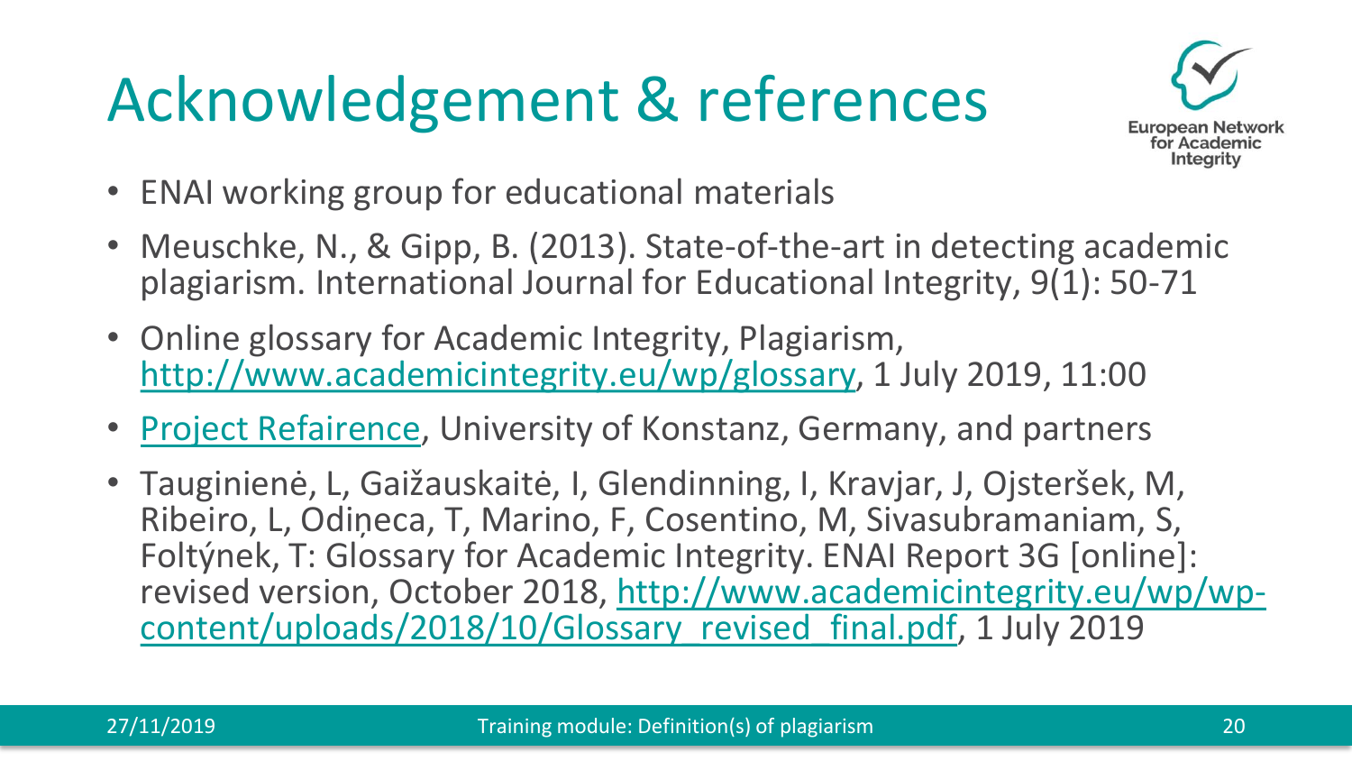# Acknowledgement & references

- ENAI working group for educational materials
- Meuschke, N., & Gipp, B. (2013). State-of-the-art in detecting academic plagiarism. International Journal for Educational Integrity, 9(1): 50-71
- Online glossary for Academic Integrity, Plagiarism, http://www.academicintegrity.eu/wp/glossary, 1 July 2019, 11:00
- Project Refairence, University of Konstanz, Germany, and partners
- Tauginienė, L, Gaižauskaitė, I, Glendinning, I, Kravjar, J, Ojsteršek, M, Ribeiro, L, Odiņeca, T, Marino, F, Cosentino, M, Sivasubramaniam, S, Foltýnek, T: Glossary for Academic Integrity. ENAI Report 3G [online]: revised version, October 2018, http://www.academicintegrity.eu/wp/wp-content/uploads/2018/10/Glossary_revised_final.pdf, 1 July 2019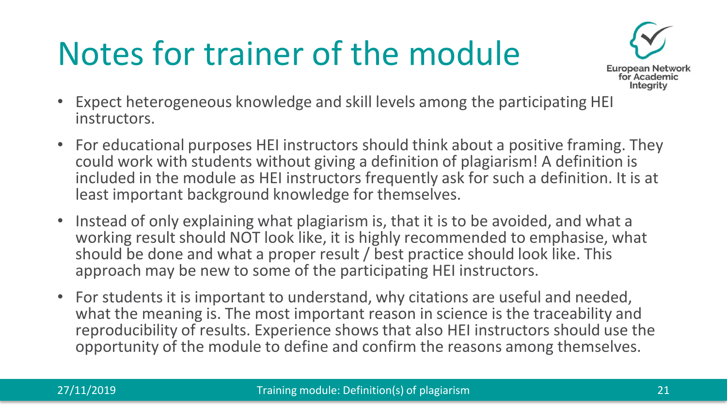# Notes for trainer of the module

- Expect heterogeneous knowledge and skill levels among the participating HEI instructors.
- For educational purposes HEI instructors should think about a positive framing. They could work with students without giving a definition of plagiarism! A definition is included in the module as HEI instructors frequently ask for such a definition. It is at least important background knowledge for themselves.
- Instead of only explaining what plagiarism is, that it is to be avoided, and what a working result should NOT look like, it is highly recommended to emphasise, what should be done and what a proper result / best practice should look like. This approach may be new to some of the participating HEI instructors.
- For students it is important to understand, why citations are useful and needed, what the meaning is. The most important reason in science is the traceability and reproducibility of results. Experience shows that also HEI instructors should use the opportunity of the module to define and confirm the reasons among themselves.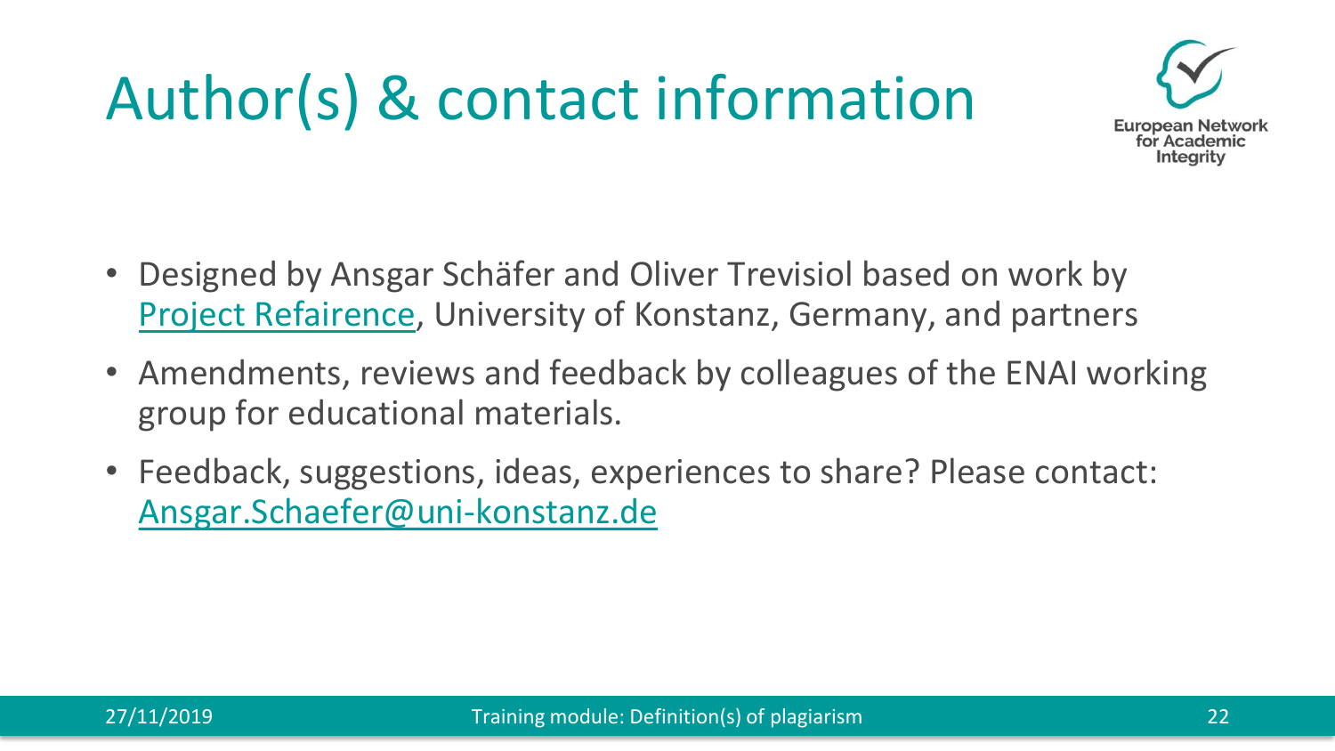# Author(s) & contact information

- Designed by Ansgar Schäfer and Oliver Trevisiol based on work by Project Refairence, University of Konstanz, Germany, and partners
- Amendments, reviews and feedback by colleagues of the ENAI working group for educational materials.
- Feedback, suggestions, ideas, experiences to share? Please contact: Ansgar.Schaefer@uni-konstanz.de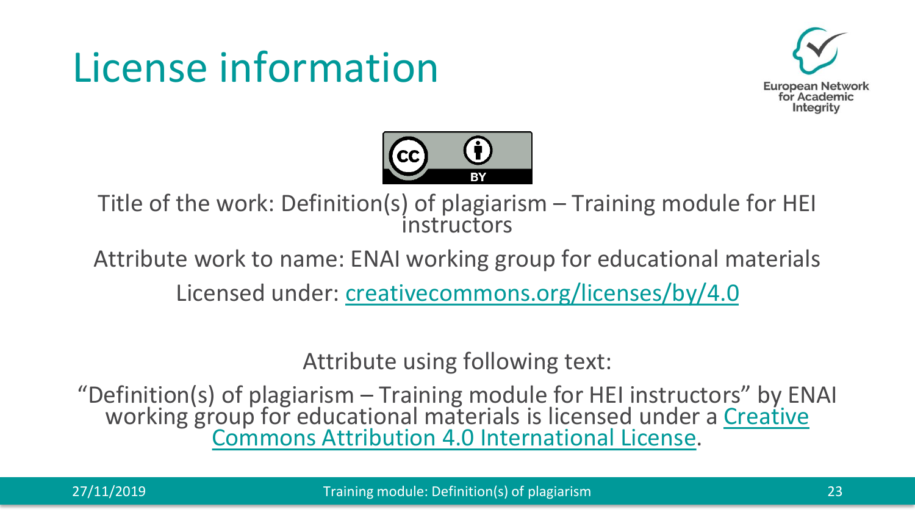# License information

Title of the work: Definition(s) of plagiarism – Training module for HEI instructors

Attribute work to name: ENAI working group for educational materials

Licensed under: creativecommons.org/licenses/by/4.0

Attribute using following text:

"Definition(s) of plagiarism – Training module for HEI instructors" by ENAI working group for educational materials is licensed under a Creative Commons Attribution 4.0 International License.